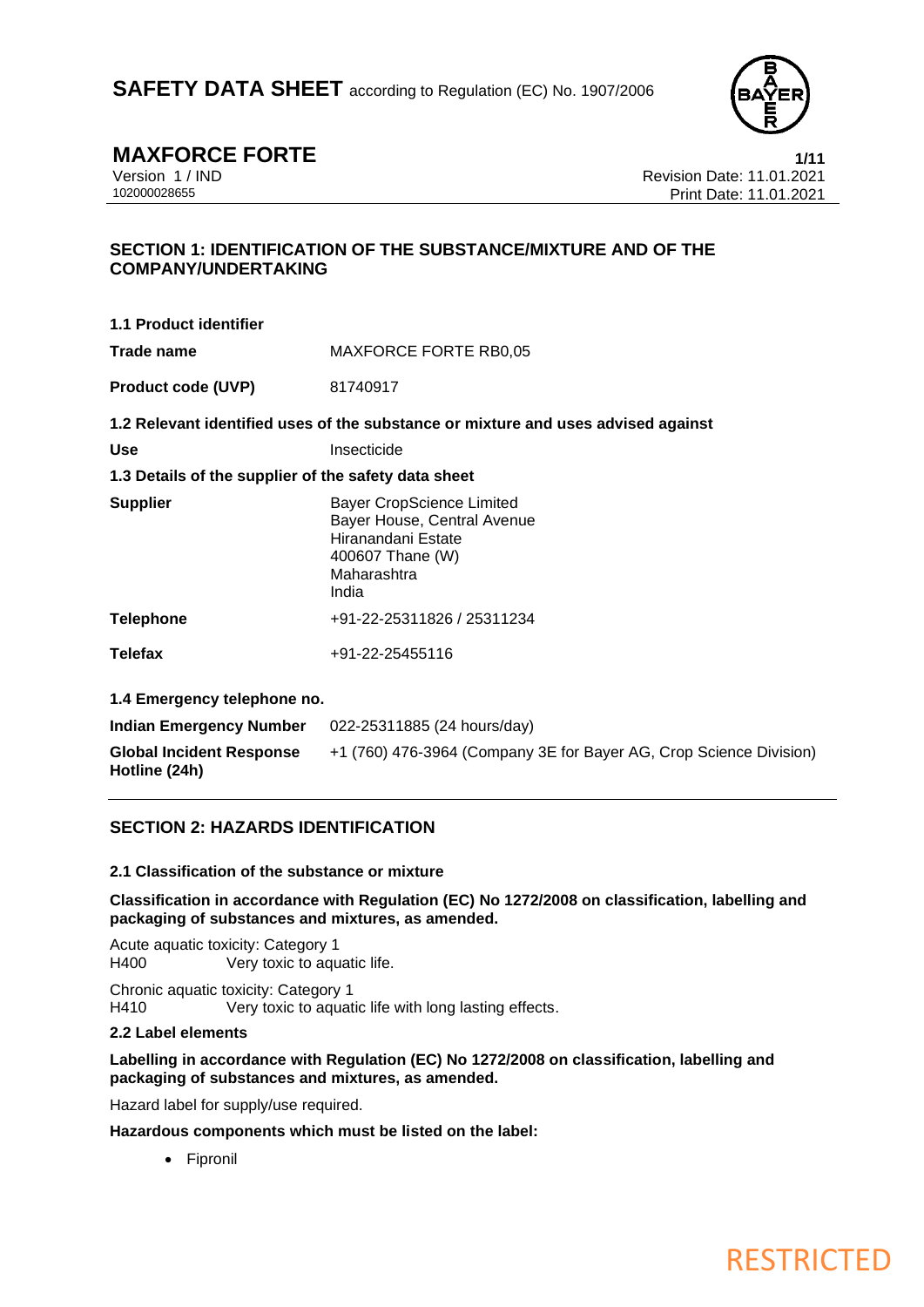# SAFETY DATA SHEET according to Regulation (EC) No. 1907/2006

## MAXFORCE FORTE

Version 1 / IND
102000028655

Revision Date: 11.01.2021
Print Date: 11.01.2021

## SECTION 1: IDENTIFICATION OF THE SUBSTANCE/MIXTURE AND OF THE COMPANY/UNDERTAKING

### 1.1 Product identifier

| | |
|---|---|
| **Trade name** | MAXFORCE FORTE RB0,05 |
| **Product code (UVP)** | 81740917 |

### 1.2 Relevant identified uses of the substance or mixture and uses advised against

| | |
|---|---|
| **Use** | Insecticide |

### 1.3 Details of the supplier of the safety data sheet

| | |
|---|---|
| **Supplier** | Bayer CropScience Limited<br>Bayer House, Central Avenue<br>Hiranandani Estate<br>400607 Thane (W)<br>Maharashtra<br>India |
| **Telephone** | +91-22-25311826 / 25311234 |
| **Telefax** | +91-22-25455116 |

### 1.4 Emergency telephone no.

| | |
|---|---|
| **Indian Emergency Number** | 022-25311885 (24 hours/day) |
| **Global Incident Response Hotline (24h)** | +1 (760) 476-3964 (Company 3E for Bayer AG, Crop Science Division) |

## SECTION 2: HAZARDS IDENTIFICATION

### 2.1 Classification of the substance or mixture

**Classification in accordance with Regulation (EC) No 1272/2008 on classification, labelling and packaging of substances and mixtures, as amended.**

Acute aquatic toxicity: Category 1
H400 Very toxic to aquatic life.

Chronic aquatic toxicity: Category 1
H410 Very toxic to aquatic life with long lasting effects.

### 2.2 Label elements

**Labelling in accordance with Regulation (EC) No 1272/2008 on classification, labelling and packaging of substances and mixtures, as amended.**

Hazard label for supply/use required.

**Hazardous components which must be listed on the label:**

- Fipronil

RESTRICTED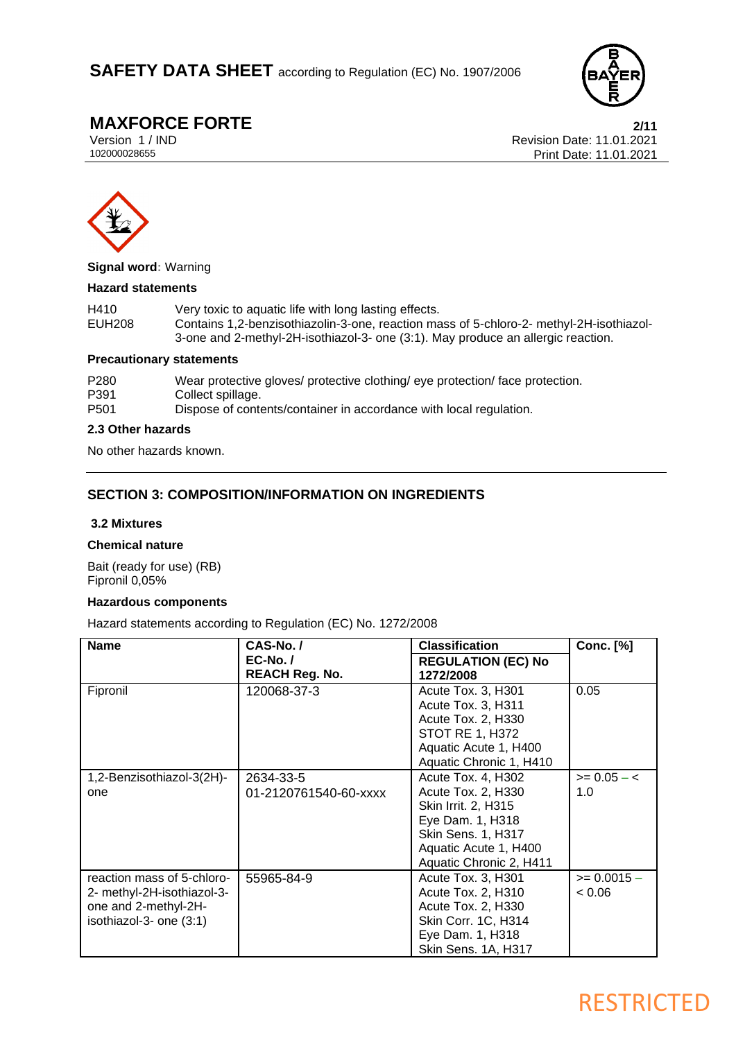**Signal word**: Warning

**Hazard statements**

| | |
|---|---|
| H410 | Very toxic to aquatic life with long lasting effects. |
| EUH208 | Contains 1,2-benzisothiazolin-3-one, reaction mass of 5-chloro-2- methyl-2H-isothiazol-3-one and 2-methyl-2H-isothiazol-3- one (3:1). May produce an allergic reaction. |

**Precautionary statements**

| | |
|---|---|
| P280 | Wear protective gloves/ protective clothing/ eye protection/ face protection. |
| P391 | Collect spillage. |
| P501 | Dispose of contents/container in accordance with local regulation. |

**2.3 Other hazards**

No other hazards known.

## SECTION 3: COMPOSITION/INFORMATION ON INGREDIENTS

### 3.2 Mixtures

**Chemical nature**

Bait (ready for use) (RB)
Fipronil 0,05%

**Hazardous components**

Hazard statements according to Regulation (EC) No. 1272/2008

| Name | CAS-No. / EC-No. / REACH Reg. No. | Classification REGULATION (EC) No 1272/2008 | Conc. [%] |
|---|---|---|---|
| Fipronil | 120068-37-3 | Acute Tox. 3, H301<br>Acute Tox. 3, H311<br>Acute Tox. 2, H330<br>STOT RE 1, H372<br>Aquatic Acute 1, H400<br>Aquatic Chronic 1, H410 | 0.05 |
| 1,2-Benzisothiazol-3(2H)-one | 2634-33-5<br>01-2120761540-60-xxxx | Acute Tox. 4, H302<br>Acute Tox. 2, H330<br>Skin Irrit. 2, H315<br>Eye Dam. 1, H318<br>Skin Sens. 1, H317<br>Aquatic Acute 1, H400<br>Aquatic Chronic 2, H411 | >= 0.05 – < 1.0 |
| reaction mass of 5-chloro-2- methyl-2H-isothiazol-3-one and 2-methyl-2H-isothiazol-3- one (3:1) | 55965-84-9 | Acute Tox. 3, H301<br>Acute Tox. 2, H310<br>Acute Tox. 2, H330<br>Skin Corr. 1C, H314<br>Eye Dam. 1, H318<br>Skin Sens. 1A, H317 | >= 0.0015 – < 0.06 |

RESTRICTED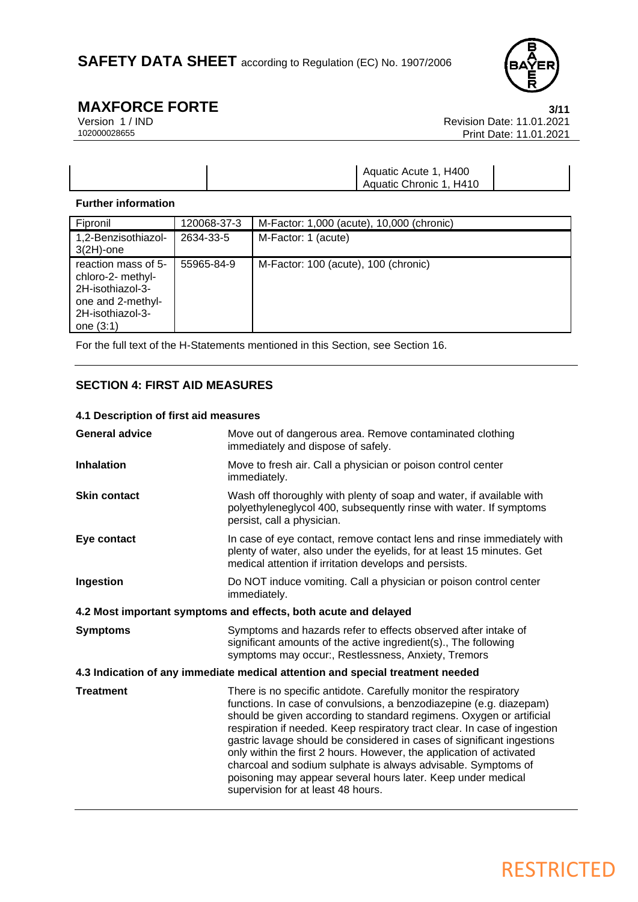| | | | |
|---|---|---|---|
| | | Aquatic Acute 1, H400<br>Aquatic Chronic 1, H410 | |

**Further information**

| | | |
|---|---|---|
| Fipronil | 120068-37-3 | M-Factor: 1,000 (acute), 10,000 (chronic) |
| 1,2-Benzisothiazol-3(2H)-one | 2634-33-5 | M-Factor: 1 (acute) |
| reaction mass of 5-chloro-2- methyl-2H-isothiazol-3-one and 2-methyl-2H-isothiazol-3-one (3:1) | 55965-84-9 | M-Factor: 100 (acute), 100 (chronic) |

For the full text of the H-Statements mentioned in this Section, see Section 16.

## SECTION 4: FIRST AID MEASURES

### 4.1 Description of first aid measures

**General advice**
Move out of dangerous area. Remove contaminated clothing immediately and dispose of safely.

**Inhalation**
Move to fresh air. Call a physician or poison control center immediately.

**Skin contact**
Wash off thoroughly with plenty of soap and water, if available with polyethyleneglycol 400, subsequently rinse with water. If symptoms persist, call a physician.

**Eye contact**
In case of eye contact, remove contact lens and rinse immediately with plenty of water, also under the eyelids, for at least 15 minutes. Get medical attention if irritation develops and persists.

**Ingestion**
Do NOT induce vomiting. Call a physician or poison control center immediately.

### 4.2 Most important symptoms and effects, both acute and delayed

**Symptoms**
Symptoms and hazards refer to effects observed after intake of significant amounts of the active ingredient(s)., The following symptoms may occur:, Restlessness, Anxiety, Tremors

### 4.3 Indication of any immediate medical attention and special treatment needed

**Treatment**
There is no specific antidote. Carefully monitor the respiratory functions. In case of convulsions, a benzodiazepine (e.g. diazepam) should be given according to standard regimens. Oxygen or artificial respiration if needed. Keep respiratory tract clear. In case of ingestion gastric lavage should be considered in cases of significant ingestions only within the first 2 hours. However, the application of activated charcoal and sodium sulphate is always advisable. Symptoms of poisoning may appear several hours later. Keep under medical supervision for at least 48 hours.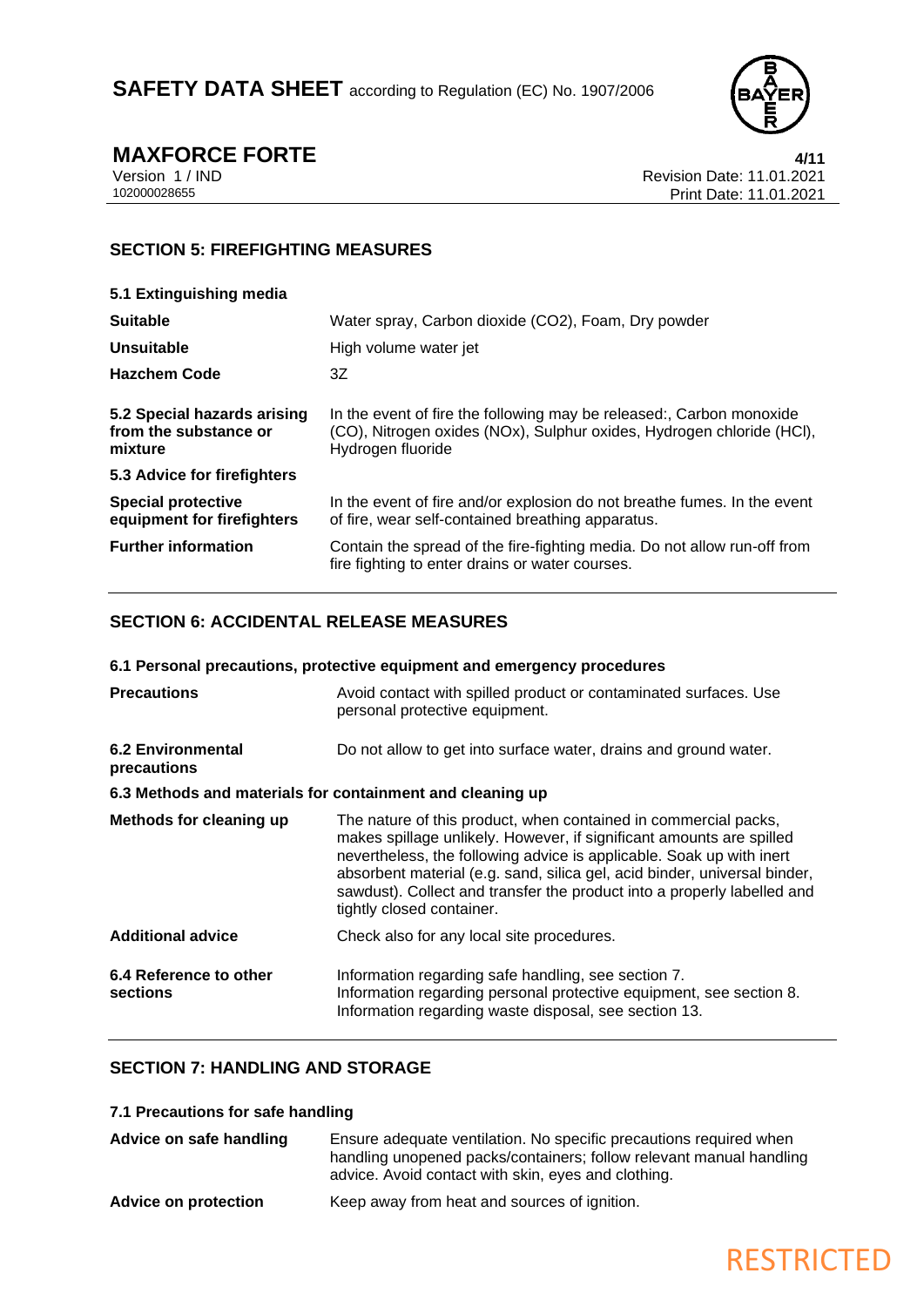## SECTION 5: FIREFIGHTING MEASURES

**5.1 Extinguishing media**

| | |
|---|---|
| **Suitable** | Water spray, Carbon dioxide ($CO_2$), Foam, Dry powder |
| **Unsuitable** | High volume water jet |
| **Hazchem Code** | 3Z |
| **5.2 Special hazards arising from the substance or mixture** | In the event of fire the following may be released:, Carbon monoxide (CO), Nitrogen oxides (NOx), Sulphur oxides, Hydrogen chloride (HCl), Hydrogen fluoride |

**5.3 Advice for firefighters**

| | |
|---|---|
| **Special protective equipment for firefighters** | In the event of fire and/or explosion do not breathe fumes. In the event of fire, wear self-contained breathing apparatus. |
| **Further information** | Contain the spread of the fire-fighting media. Do not allow run-off from fire fighting to enter drains or water courses. |

## SECTION 6: ACCIDENTAL RELEASE MEASURES

**6.1 Personal precautions, protective equipment and emergency procedures**

| | |
|---|---|
| **Precautions** | Avoid contact with spilled product or contaminated surfaces. Use personal protective equipment. |
| **6.2 Environmental precautions** | Do not allow to get into surface water, drains and ground water. |

**6.3 Methods and materials for containment and cleaning up**

| | |
|---|---|
| **Methods for cleaning up** | The nature of this product, when contained in commercial packs, makes spillage unlikely. However, if significant amounts are spilled nevertheless, the following advice is applicable. Soak up with inert absorbent material (e.g. sand, silica gel, acid binder, universal binder, sawdust). Collect and transfer the product into a properly labelled and tightly closed container. |
| **Additional advice** | Check also for any local site procedures. |
| **6.4 Reference to other sections** | Information regarding safe handling, see section 7.<br>Information regarding personal protective equipment, see section 8.<br>Information regarding waste disposal, see section 13. |

## SECTION 7: HANDLING AND STORAGE

**7.1 Precautions for safe handling**

| | |
|---|---|
| **Advice on safe handling** | Ensure adequate ventilation. No specific precautions required when handling unopened packs/containers; follow relevant manual handling advice. Avoid contact with skin, eyes and clothing. |
| **Advice on protection** | Keep away from heat and sources of ignition. |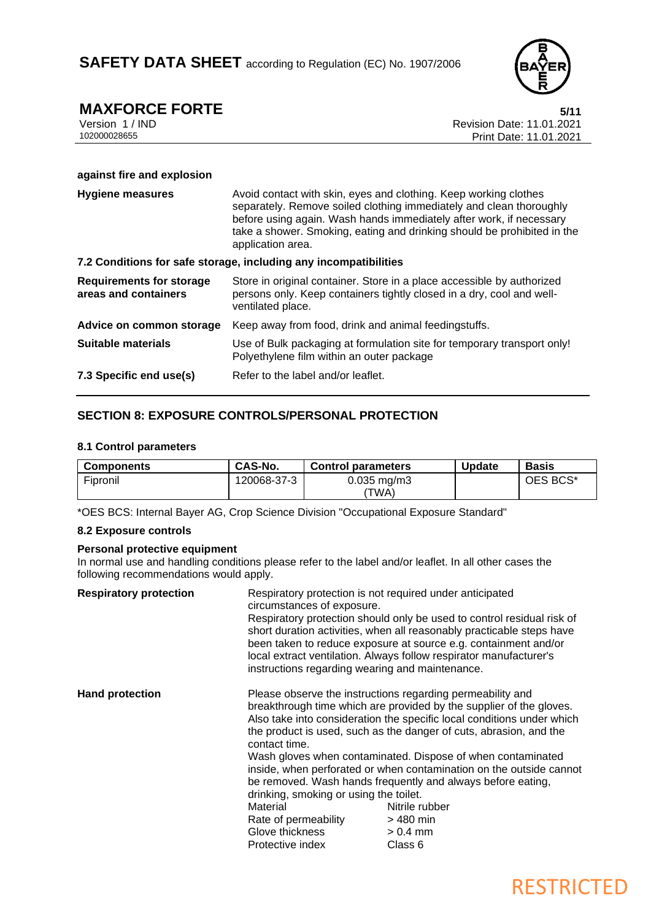**against fire and explosion**

**Hygiene measures** Avoid contact with skin, eyes and clothing. Keep working clothes separately. Remove soiled clothing immediately and clean thoroughly before using again. Wash hands immediately after work, if necessary take a shower. Smoking, eating and drinking should be prohibited in the application area.

**7.2 Conditions for safe storage, including any incompatibilities**

**Requirements for storage areas and containers** Store in original container. Store in a place accessible by authorized persons only. Keep containers tightly closed in a dry, cool and well-ventilated place.

**Advice on common storage** Keep away from food, drink and animal feedingstuffs.

**Suitable materials** Use of Bulk packaging at formulation site for temporary transport only! Polyethylene film within an outer package

**7.3 Specific end use(s)** Refer to the label and/or leaflet.

## SECTION 8: EXPOSURE CONTROLS/PERSONAL PROTECTION

### 8.1 Control parameters

| Components | CAS-No. | Control parameters | Update | Basis |
|---|---|---|---|---|
| Fipronil | 120068-37-3 | 0.035 mg/m3 (TWA) | | OES BCS* |

*OES BCS: Internal Bayer AG, Crop Science Division "Occupational Exposure Standard"

### 8.2 Exposure controls

**Personal protective equipment**
In normal use and handling conditions please refer to the label and/or leaflet. In all other cases the following recommendations would apply.

**Respiratory protection** Respiratory protection is not required under anticipated circumstances of exposure.
Respiratory protection should only be used to control residual risk of short duration activities, when all reasonably practicable steps have been taken to reduce exposure at source e.g. containment and/or local extract ventilation. Always follow respirator manufacturer's instructions regarding wearing and maintenance.

**Hand protection** Please observe the instructions regarding permeability and breakthrough time which are provided by the supplier of the gloves. Also take into consideration the specific local conditions under which the product is used, such as the danger of cuts, abrasion, and the contact time.
Wash gloves when contaminated. Dispose of when contaminated inside, when perforated or when contamination on the outside cannot be removed. Wash hands frequently and always before eating, drinking, smoking or using the toilet.

| | |
|---|---|
| Material | Nitrile rubber |
| Rate of permeability | > 480 min |
| Glove thickness | > 0.4 mm |
| Protective index | Class 6 |

RESTRICTED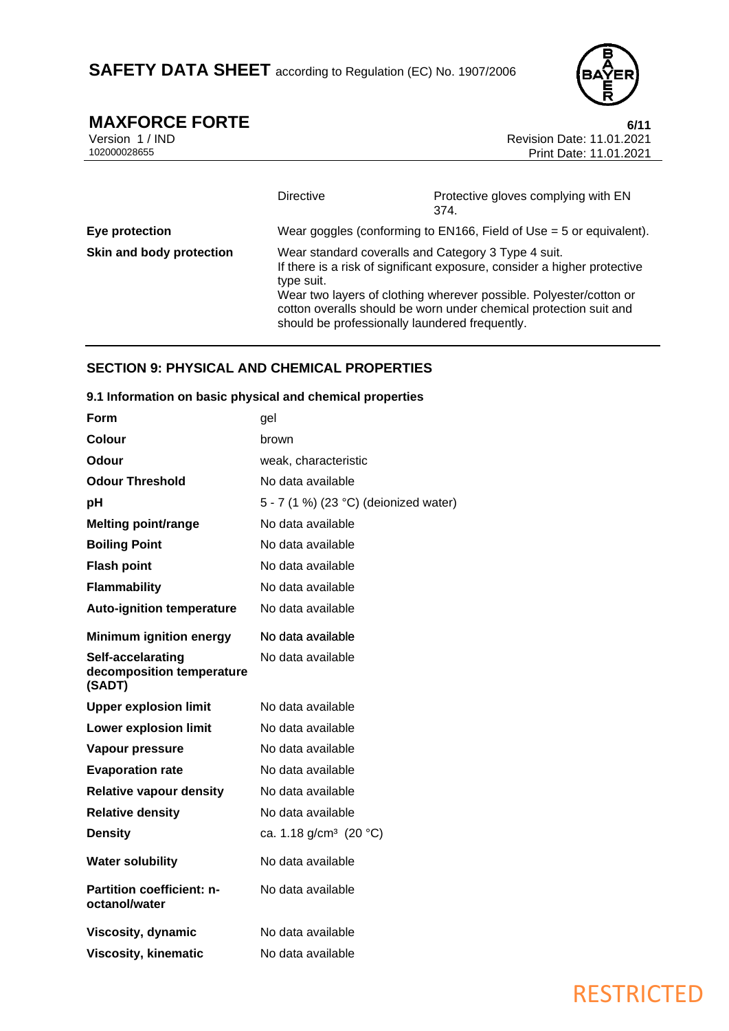| | | |
|---|---|---|
| | Directive | Protective gloves complying with EN 374. |
| **Eye protection** | Wear goggles (conforming to EN166, Field of Use = 5 or equivalent). | |
| **Skin and body protection** | Wear standard coveralls and Category 3 Type 4 suit.<br>If there is a risk of significant exposure, consider a higher protective type suit.<br>Wear two layers of clothing wherever possible. Polyester/cotton or cotton overalls should be worn under chemical protection suit and should be professionally laundered frequently. | |

## SECTION 9: PHYSICAL AND CHEMICAL PROPERTIES

### 9.1 Information on basic physical and chemical properties

| | |
|---|---|
| **Form** | gel |
| **Colour** | brown |
| **Odour** | weak, characteristic |
| **Odour Threshold** | No data available |
| **pH** | 5 - 7 (1 %) (23 °C) (deionized water) |
| **Melting point/range** | No data available |
| **Boiling Point** | No data available |
| **Flash point** | No data available |
| **Flammability** | No data available |
| **Auto-ignition temperature** | No data available |
| **Minimum ignition energy** | No data available |
| **Self-accelarating decomposition temperature (SADT)** | No data available |
| **Upper explosion limit** | No data available |
| **Lower explosion limit** | No data available |
| **Vapour pressure** | No data available |
| **Evaporation rate** | No data available |
| **Relative vapour density** | No data available |
| **Relative density** | No data available |
| **Density** | ca. 1.18 g/cm³ (20 °C) |
| **Water solubility** | No data available |
| **Partition coefficient: n-octanol/water** | No data available |
| **Viscosity, dynamic** | No data available |
| **Viscosity, kinematic** | No data available |

RESTRICTED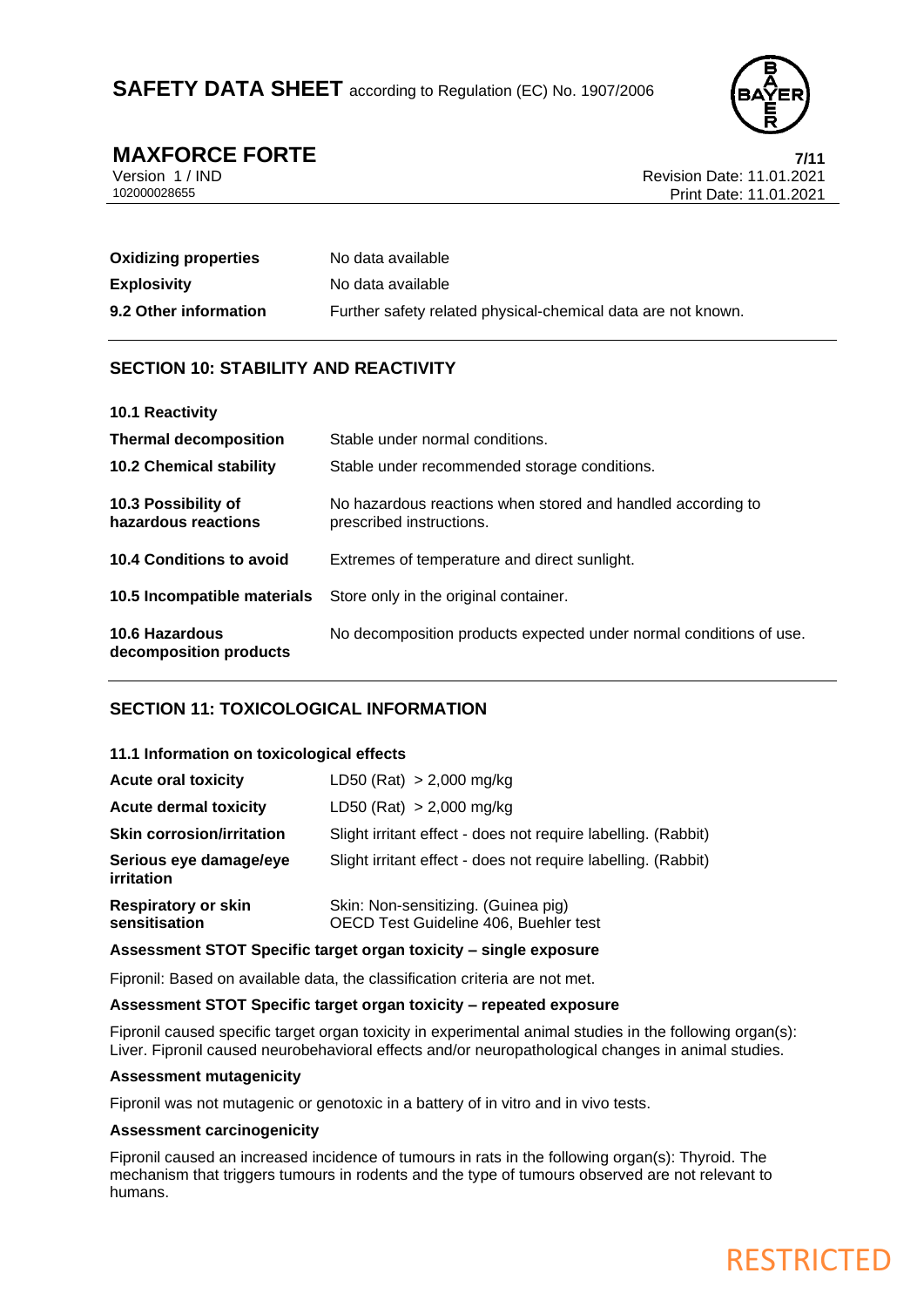| | |
|---|---|
| **Oxidizing properties** | No data available |
| **Explosivity** | No data available |
| **9.2 Other information** | Further safety related physical-chemical data are not known. |

## SECTION 10: STABILITY AND REACTIVITY

| | |
|---|---|
| **10.1 Reactivity** | |
| **Thermal decomposition** | Stable under normal conditions. |
| **10.2 Chemical stability** | Stable under recommended storage conditions. |
| **10.3 Possibility of hazardous reactions** | No hazardous reactions when stored and handled according to prescribed instructions. |
| **10.4 Conditions to avoid** | Extremes of temperature and direct sunlight. |
| **10.5 Incompatible materials** | Store only in the original container. |
| **10.6 Hazardous decomposition products** | No decomposition products expected under normal conditions of use. |

## SECTION 11: TOXICOLOGICAL INFORMATION

**11.1 Information on toxicological effects**

| | |
|---|---|
| **Acute oral toxicity** | LD50 (Rat) > 2,000 mg/kg |
| **Acute dermal toxicity** | LD50 (Rat) > 2,000 mg/kg |
| **Skin corrosion/irritation** | Slight irritant effect - does not require labelling. (Rabbit) |
| **Serious eye damage/eye irritation** | Slight irritant effect - does not require labelling. (Rabbit) |
| **Respiratory or skin sensitisation** | Skin: Non-sensitizing. (Guinea pig)<br>OECD Test Guideline 406, Buehler test |

**Assessment STOT Specific target organ toxicity – single exposure**

Fipronil: Based on available data, the classification criteria are not met.

**Assessment STOT Specific target organ toxicity – repeated exposure**

Fipronil caused specific target organ toxicity in experimental animal studies in the following organ(s): Liver. Fipronil caused neurobehavioral effects and/or neuropathological changes in animal studies.

**Assessment mutagenicity**

Fipronil was not mutagenic or genotoxic in a battery of in vitro and in vivo tests.

**Assessment carcinogenicity**

Fipronil caused an increased incidence of tumours in rats in the following organ(s): Thyroid. The mechanism that triggers tumours in rodents and the type of tumours observed are not relevant to humans.

RESTRICTED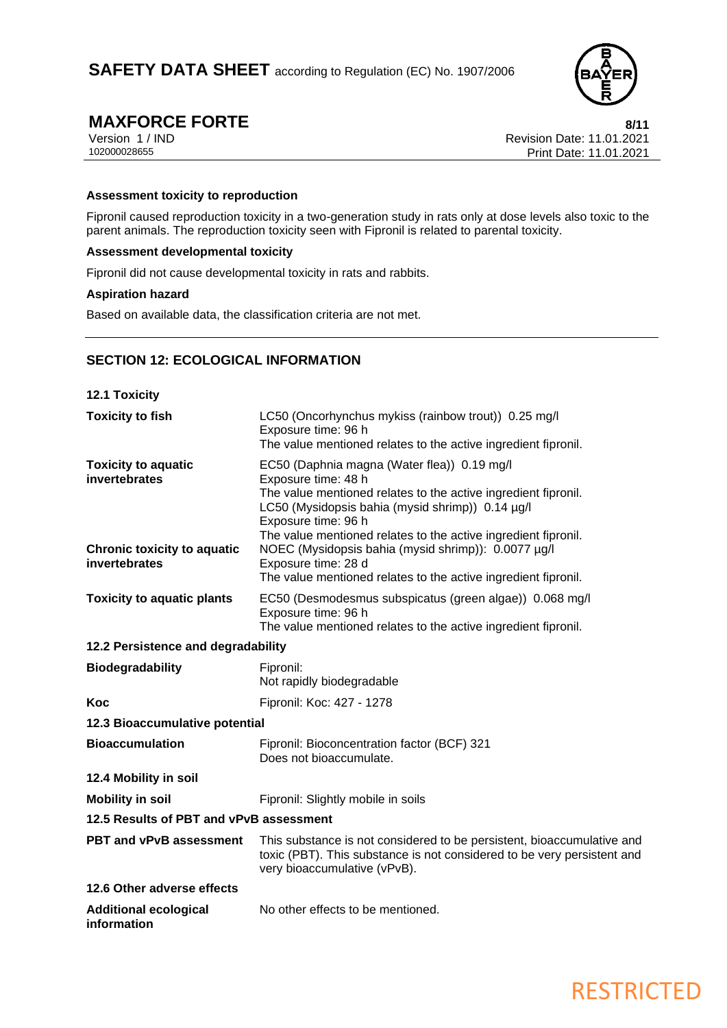**Assessment toxicity to reproduction**

Fipronil caused reproduction toxicity in a two-generation study in rats only at dose levels also toxic to the parent animals. The reproduction toxicity seen with Fipronil is related to parental toxicity.

**Assessment developmental toxicity**

Fipronil did not cause developmental toxicity in rats and rabbits.

**Aspiration hazard**

Based on available data, the classification criteria are not met.

## SECTION 12: ECOLOGICAL INFORMATION

### 12.1 Toxicity

| | |
|---|---|
| **Toxicity to fish** | LC50 (Oncorhynchus mykiss (rainbow trout)) 0.25 mg/l<br>Exposure time: 96 h<br>The value mentioned relates to the active ingredient fipronil. |
| **Toxicity to aquatic invertebrates** | EC50 (Daphnia magna (Water flea)) 0.19 mg/l<br>Exposure time: 48 h<br>The value mentioned relates to the active ingredient fipronil.<br>LC50 (Mysidopsis bahia (mysid shrimp)) 0.14 µg/l<br>Exposure time: 96 h<br>The value mentioned relates to the active ingredient fipronil. |
| **Chronic toxicity to aquatic invertebrates** | NOEC (Mysidopsis bahia (mysid shrimp)): 0.0077 µg/l<br>Exposure time: 28 d<br>The value mentioned relates to the active ingredient fipronil. |
| **Toxicity to aquatic plants** | EC50 (Desmodesmus subspicatus (green algae)) 0.068 mg/l<br>Exposure time: 96 h<br>The value mentioned relates to the active ingredient fipronil. |

### 12.2 Persistence and degradability

| | |
|---|---|
| **Biodegradability** | Fipronil:<br>Not rapidly biodegradable |
| **Koc** | Fipronil: Koc: 427 - 1278 |

### 12.3 Bioaccumulative potential

| | |
|---|---|
| **Bioaccumulation** | Fipronil: Bioconcentration factor (BCF) 321<br>Does not bioaccumulate. |

### 12.4 Mobility in soil

| | |
|---|---|
| **Mobility in soil** | Fipronil: Slightly mobile in soils |

### 12.5 Results of PBT and vPvB assessment

| | |
|---|---|
| **PBT and vPvB assessment** | This substance is not considered to be persistent, bioaccumulative and toxic (PBT). This substance is not considered to be very persistent and very bioaccumulative (vPvB). |

### 12.6 Other adverse effects

| | |
|---|---|
| **Additional ecological information** | No other effects to be mentioned. |

RESTRICTED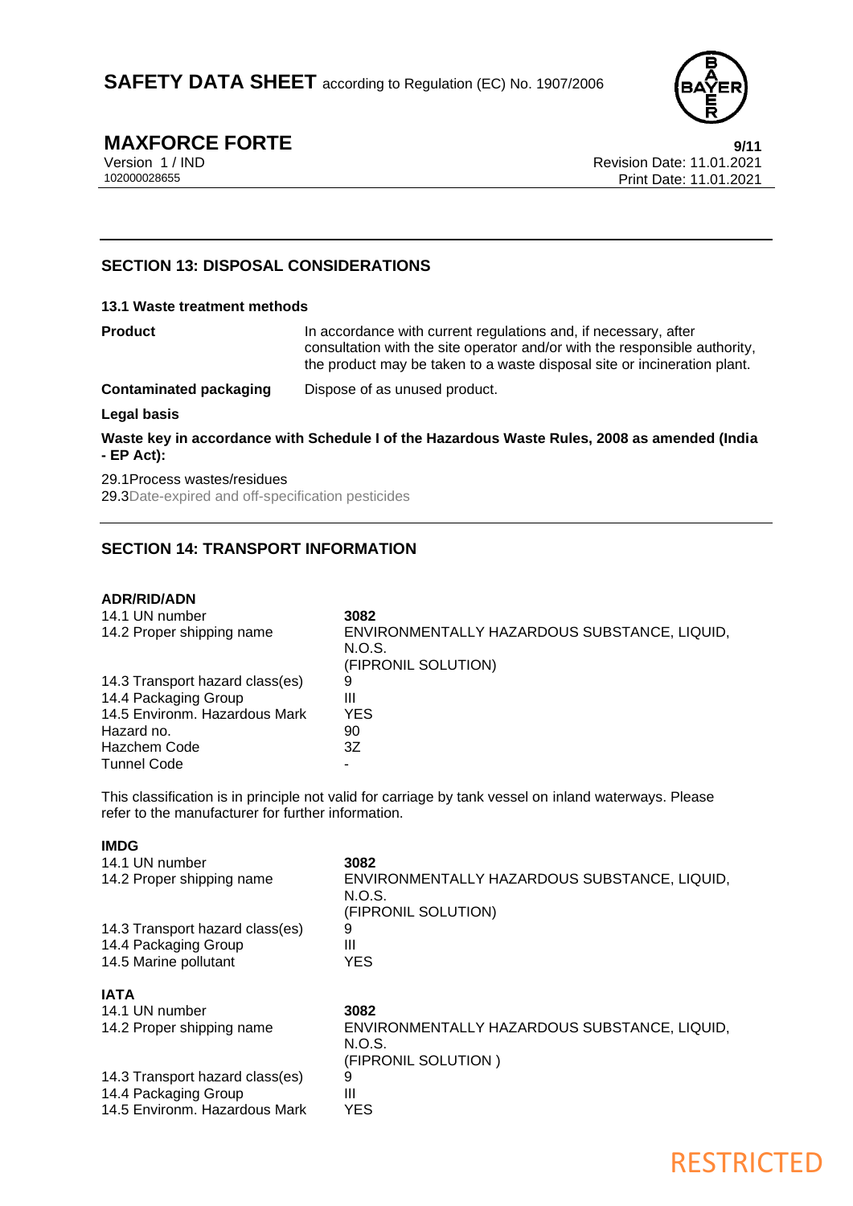## SECTION 13: DISPOSAL CONSIDERATIONS

### 13.1 Waste treatment methods

| | |
|---|---|
| **Product** | In accordance with current regulations and, if necessary, after consultation with the site operator and/or with the responsible authority, the product may be taken to a waste disposal site or incineration plant. |
| **Contaminated packaging** | Dispose of as unused product. |

**Legal basis**

**Waste key in accordance with Schedule I of the Hazardous Waste Rules, 2008 as amended (India - EP Act):**

29.1Process wastes/residues
29.3Date-expired and off-specification pesticides

## SECTION 14: TRANSPORT INFORMATION

**ADR/RID/ADN**

| | |
|---|---|
| 14.1 UN number | **3082** |
| 14.2 Proper shipping name | ENVIRONMENTALLY HAZARDOUS SUBSTANCE, LIQUID, N.O.S. (FIPRONIL SOLUTION) |
| 14.3 Transport hazard class(es) | 9 |
| 14.4 Packaging Group | III |
| 14.5 Environm. Hazardous Mark | YES |
| Hazard no. | 90 |
| Hazchem Code | 3Z |
| Tunnel Code | - |

This classification is in principle not valid for carriage by tank vessel on inland waterways. Please refer to the manufacturer for further information.

**IMDG**

| | |
|---|---|
| 14.1 UN number | **3082** |
| 14.2 Proper shipping name | ENVIRONMENTALLY HAZARDOUS SUBSTANCE, LIQUID, N.O.S. (FIPRONIL SOLUTION) |
| 14.3 Transport hazard class(es) | 9 |
| 14.4 Packaging Group | III |
| 14.5 Marine pollutant | YES |

**IATA**

| | |
|---|---|
| 14.1 UN number | **3082** |
| 14.2 Proper shipping name | ENVIRONMENTALLY HAZARDOUS SUBSTANCE, LIQUID, N.O.S. (FIPRONIL SOLUTION ) |
| 14.3 Transport hazard class(es) | 9 |
| 14.4 Packaging Group | III |
| 14.5 Environm. Hazardous Mark | YES |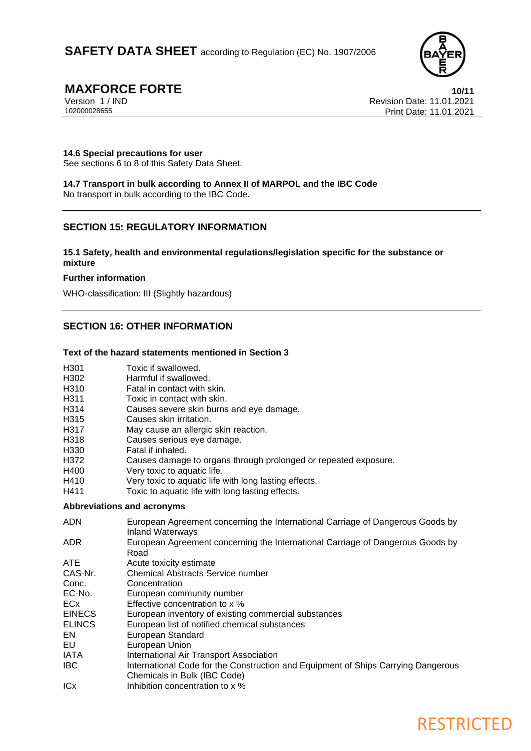#### 14.6 Special precautions for user

See sections 6 to 8 of this Safety Data Sheet.

#### 14.7 Transport in bulk according to Annex II of MARPOL and the IBC Code

No transport in bulk according to the IBC Code.

## SECTION 15: REGULATORY INFORMATION

#### 15.1 Safety, health and environmental regulations/legislation specific for the substance or mixture

**Further information**

WHO-classification: III (Slightly hazardous)

## SECTION 16: OTHER INFORMATION

**Text of the hazard statements mentioned in Section 3**

| | |
|---|---|
| H301 | Toxic if swallowed. |
| H302 | Harmful if swallowed. |
| H310 | Fatal in contact with skin. |
| H311 | Toxic in contact with skin. |
| H314 | Causes severe skin burns and eye damage. |
| H315 | Causes skin irritation. |
| H317 | May cause an allergic skin reaction. |
| H318 | Causes serious eye damage. |
| H330 | Fatal if inhaled. |
| H372 | Causes damage to organs through prolonged or repeated exposure. |
| H400 | Very toxic to aquatic life. |
| H410 | Very toxic to aquatic life with long lasting effects. |
| H411 | Toxic to aquatic life with long lasting effects. |

**Abbreviations and acronyms**

| | |
|---|---|
| ADN | European Agreement concerning the International Carriage of Dangerous Goods by Inland Waterways |
| ADR | European Agreement concerning the International Carriage of Dangerous Goods by Road |
| ATE | Acute toxicity estimate |
| CAS-Nr. | Chemical Abstracts Service number |
| Conc. | Concentration |
| EC-No. | European community number |
| ECx | Effective concentration to x % |
| EINECS | European inventory of existing commercial substances |
| ELINCS | European list of notified chemical substances |
| EN | European Standard |
| EU | European Union |
| IATA | International Air Transport Association |
| IBC | International Code for the Construction and Equipment of Ships Carrying Dangerous Chemicals in Bulk (IBC Code) |
| ICx | Inhibition concentration to x % |

RESTRICTED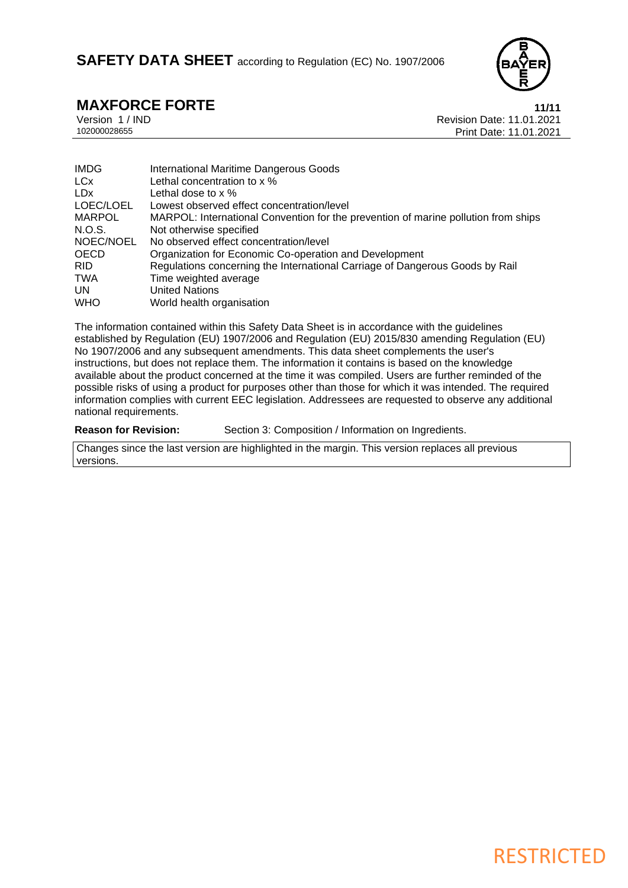| | |
|---|---|
| IMDG | International Maritime Dangerous Goods |
| LCx | Lethal concentration to x % |
| LDx | Lethal dose to x % |
| LOEC/LOEL | Lowest observed effect concentration/level |
| MARPOL | MARPOL: International Convention for the prevention of marine pollution from ships |
| N.O.S. | Not otherwise specified |
| NOEC/NOEL | No observed effect concentration/level |
| OECD | Organization for Economic Co-operation and Development |
| RID | Regulations concerning the International Carriage of Dangerous Goods by Rail |
| TWA | Time weighted average |
| UN | United Nations |
| WHO | World health organisation |

The information contained within this Safety Data Sheet is in accordance with the guidelines established by Regulation (EU) 1907/2006 and Regulation (EU) 2015/830 amending Regulation (EU) No 1907/2006 and any subsequent amendments. This data sheet complements the user's instructions, but does not replace them. The information it contains is based on the knowledge available about the product concerned at the time it was compiled. Users are further reminded of the possible risks of using a product for purposes other than those for which it was intended. The required information complies with current EEC legislation. Addressees are requested to observe any additional national requirements.

**Reason for Revision:** Section 3: Composition / Information on Ingredients.

Changes since the last version are highlighted in the margin. This version replaces all previous versions.

RESTRICTED